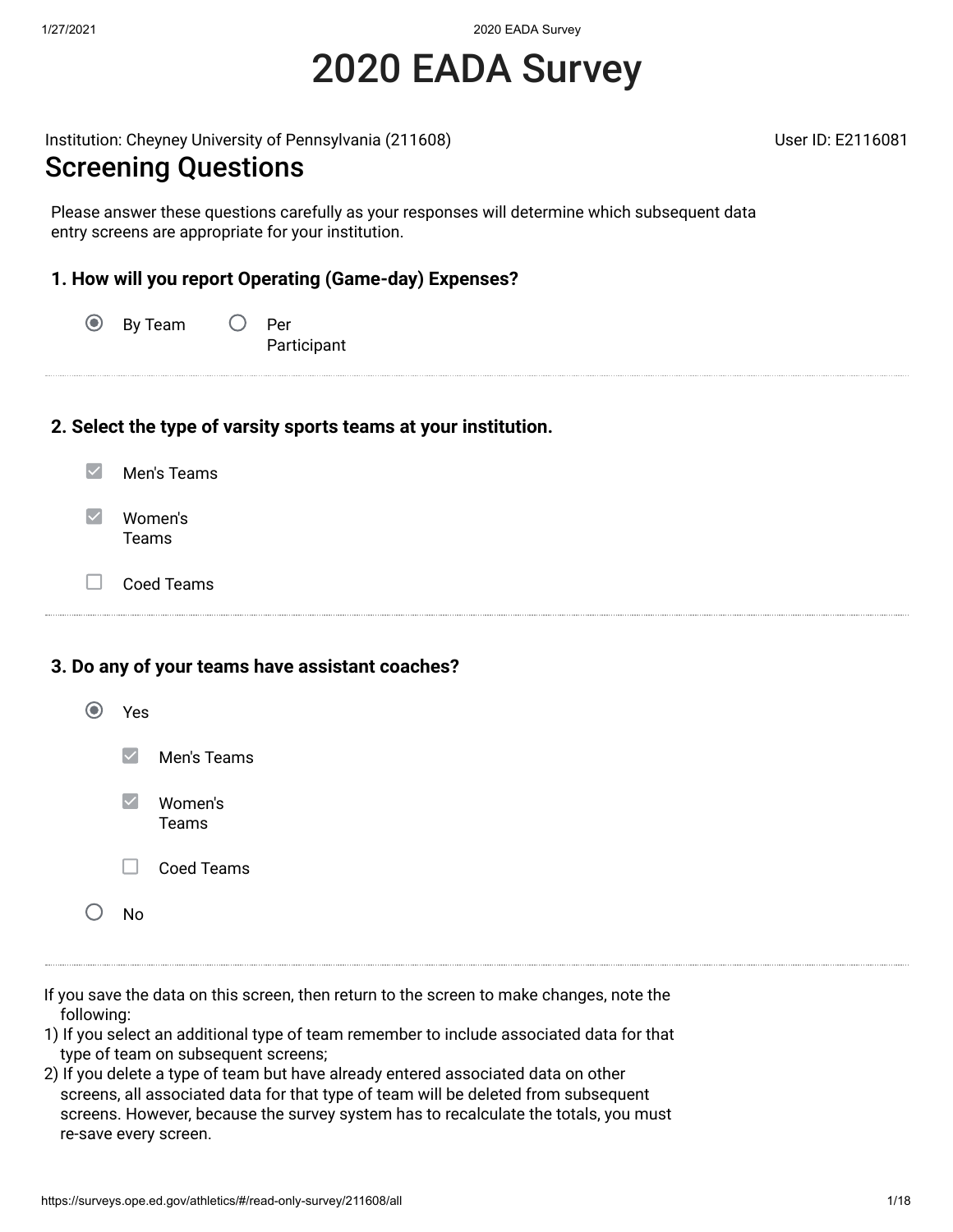# 2020 EADA Survey

Institution: Cheyney University of Pennsylvania (211608)

User ID: E2116081

## Screening Questions

Please answer these questions carefully as your responses will determine which subsequent data entry screens are appropriate for your institution.

**1. How will you report Operating (Game-day) Expenses?**

- (•) By Team
- ( ) Per Participant

---

**2. Select the type of varsity sports teams at your institution.**

- [x] Men's Teams
- [x] Women's Teams
- [ ] Coed Teams

---

**3. Do any of your teams have assistant coaches?**

- (•) Yes
  - [x] Men's Teams
  - [x] Women's Teams
  - [ ] Coed Teams
- ( ) No

---

If you save the data on this screen, then return to the screen to make changes, note the following:

1) If you select an additional type of team remember to include associated data for that type of team on subsequent screens;
2) If you delete a type of team but have already entered associated data on other screens, all associated data for that type of team will be deleted from subsequent screens. However, because the survey system has to recalculate the totals, you must re-save every screen.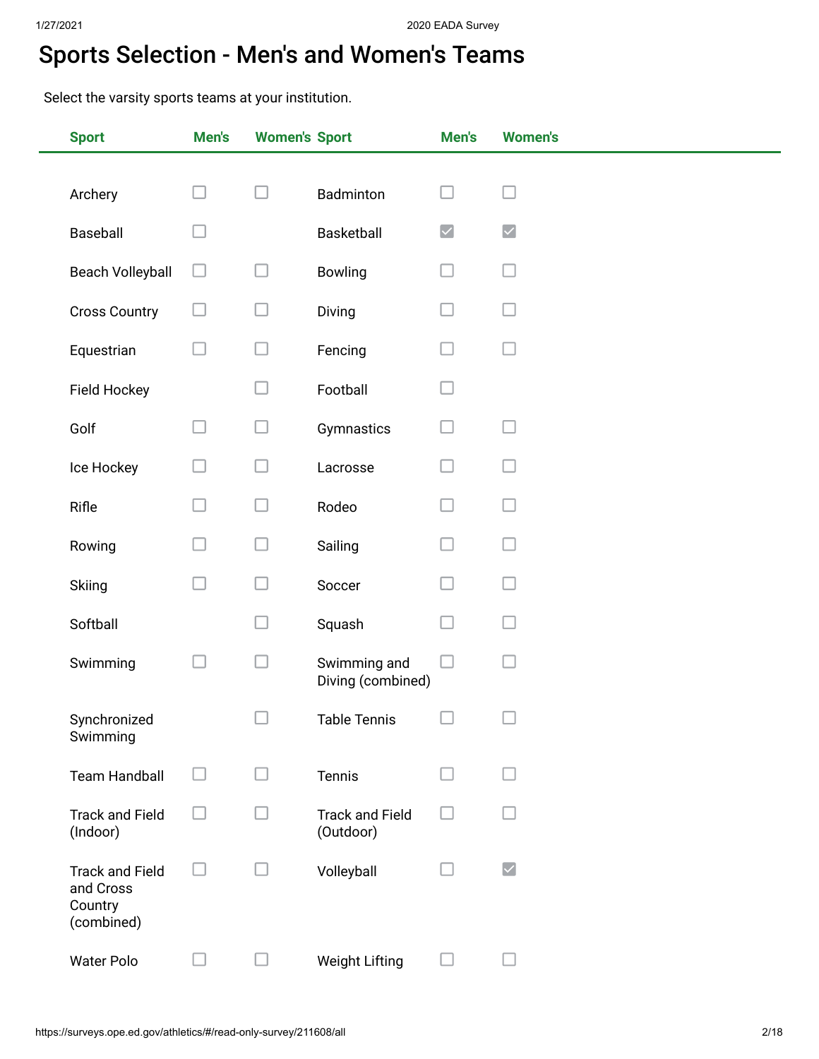# Sports Selection - Men's and Women's Teams

Select the varsity sports teams at your institution.

| Sport | Men's | Women's | Sport | Men's | Women's |
|---|---|---|---|---|---|
| Archery | ☐ | ☐ | Badminton | ☐ | ☐ |
| Baseball | ☐ | | Basketball | ☑ | ☑ |
| Beach Volleyball | ☐ | ☐ | Bowling | ☐ | ☐ |
| Cross Country | ☐ | ☐ | Diving | ☐ | ☐ |
| Equestrian | ☐ | ☐ | Fencing | ☐ | ☐ |
| Field Hockey | | ☐ | Football | ☐ | |
| Golf | ☐ | ☐ | Gymnastics | ☐ | ☐ |
| Ice Hockey | ☐ | ☐ | Lacrosse | ☐ | ☐ |
| Rifle | ☐ | ☐ | Rodeo | ☐ | ☐ |
| Rowing | ☐ | ☐ | Sailing | ☐ | ☐ |
| Skiing | ☐ | ☐ | Soccer | ☐ | ☐ |
| Softball | | ☐ | Squash | ☐ | ☐ |
| Swimming | ☐ | ☐ | Swimming and Diving (combined) | ☐ | ☐ |
| Synchronized Swimming | | ☐ | Table Tennis | ☐ | ☐ |
| Team Handball | ☐ | ☐ | Tennis | ☐ | ☐ |
| Track and Field (Indoor) | ☐ | ☐ | Track and Field (Outdoor) | ☐ | ☐ |
| Track and Field and Cross Country (combined) | ☐ | ☐ | Volleyball | ☐ | ☑ |
| Water Polo | ☐ | ☐ | Weight Lifting | ☐ | ☐ |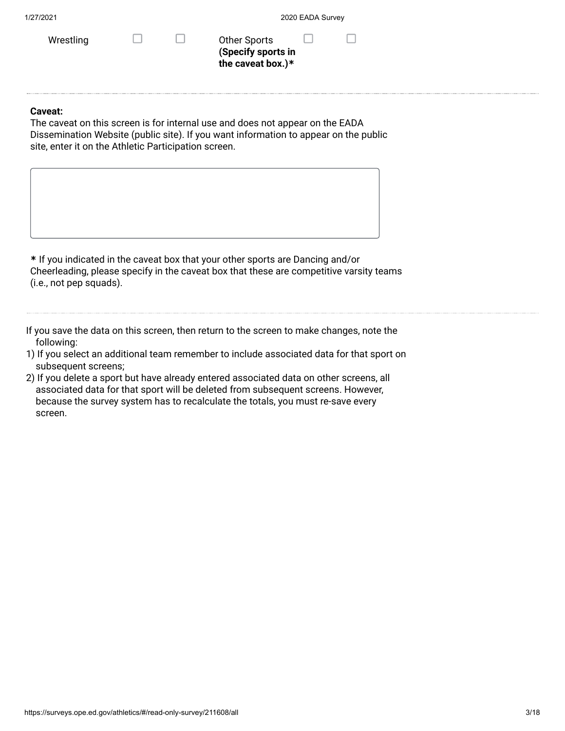| Wrestling | ☐ | ☐ | Other Sports **(Specify sports in the caveat box.)*** | ☐ | ☐ |
|---|---|---|---|---|---|

**Caveat:**
The caveat on this screen is for internal use and does not appear on the EADA Dissemination Website (public site). If you want information to appear on the public site, enter it on the Athletic Participation screen.

**\*** If you indicated in the caveat box that your other sports are Dancing and/or Cheerleading, please specify in the caveat box that these are competitive varsity teams (i.e., not pep squads).

If you save the data on this screen, then return to the screen to make changes, note the following:

1) If you select an additional team remember to include associated data for that sport on subsequent screens;
2) If you delete a sport but have already entered associated data on other screens, all associated data for that sport will be deleted from subsequent screens. However, because the survey system has to recalculate the totals, you must re-save every screen.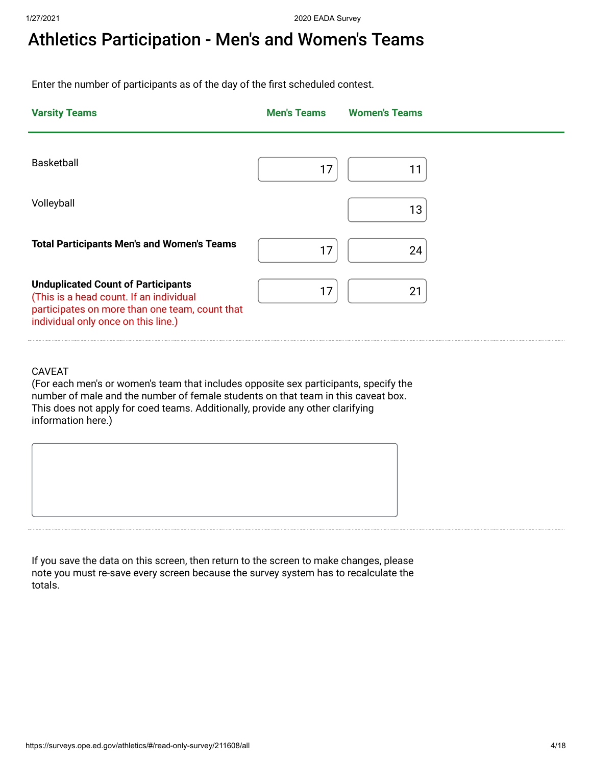# Athletics Participation - Men's and Women's Teams

Enter the number of participants as of the day of the first scheduled contest.

| Varsity Teams | Men's Teams | Women's Teams |
|---|---|---|
| Basketball | 17 | 11 |
| Volleyball | | 13 |
| **Total Participants Men's and Women's Teams** | 17 | 24 |
| **Unduplicated Count of Participants** (This is a head count. If an individual participates on more than one team, count that individual only once on this line.) | 17 | 21 |

CAVEAT
(For each men's or women's team that includes opposite sex participants, specify the number of male and the number of female students on that team in this caveat box. This does not apply for coed teams. Additionally, provide any other clarifying information here.)

If you save the data on this screen, then return to the screen to make changes, please note you must re-save every screen because the survey system has to recalculate the totals.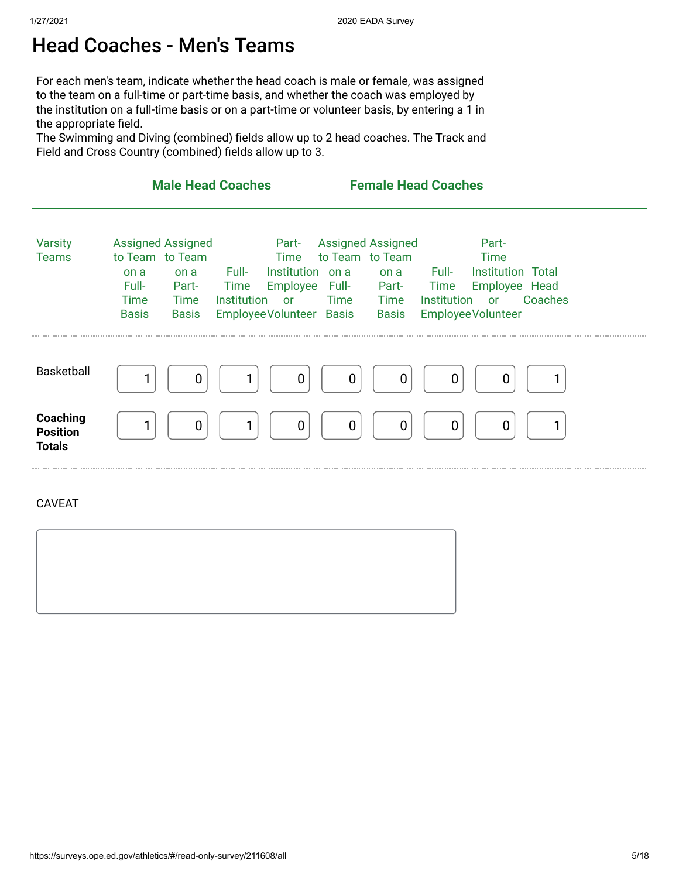# Head Coaches - Men's Teams

For each men's team, indicate whether the head coach is male or female, was assigned to the team on a full-time or part-time basis, and whether the coach was employed by the institution on a full-time basis or on a part-time or volunteer basis, by entering a 1 in the appropriate field.
The Swimming and Diving (combined) fields allow up to 2 head coaches. The Track and Field and Cross Country (combined) fields allow up to 3.

| | Male Head Coaches | | | | Female Head Coaches | | | | |
|---|---|---|---|---|---|---|---|---|---|
| Varsity Teams | Assigned to Team on a Full-Time Basis | Assigned to Team on a Part-Time Basis | Full-Time Institution Employee | Part-Time Institution Employee or Volunteer | Assigned to Team on a Full-Time Basis | Assigned to Team on a Part-Time Basis | Full-Time Institution Employee | Part-Time Institution Employee or Volunteer | Total Head Coaches |
| Basketball | 1 | 0 | 1 | 0 | 0 | 0 | 0 | 0 | 1 |
| **Coaching Position Totals** | 1 | 0 | 1 | 0 | 0 | 0 | 0 | 0 | 1 |

CAVEAT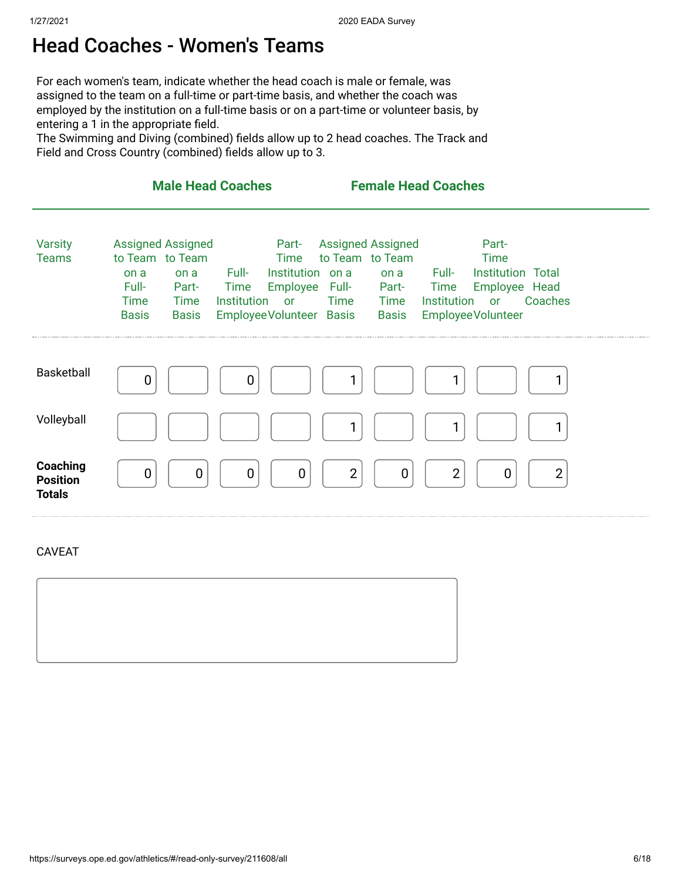# Head Coaches - Women's Teams

For each women's team, indicate whether the head coach is male or female, was assigned to the team on a full-time or part-time basis, and whether the coach was employed by the institution on a full-time basis or on a part-time or volunteer basis, by entering a 1 in the appropriate field.
The Swimming and Diving (combined) fields allow up to 2 head coaches. The Track and Field and Cross Country (combined) fields allow up to 3.

| | Male Head Coaches | | | | Female Head Coaches | | | | |
|---|---|---|---|---|---|---|---|---|---|
| Varsity Teams | Assigned to Team on a Full-Time Basis | Assigned to Team on a Part-Time Basis | Full-Time Institution Employee | Part-Time Institution Employee or Volunteer | Assigned to Team on a Full-Time Basis | Assigned to Team on a Part-Time Basis | Full-Time Institution Employee | Part-Time Institution Employee or Volunteer | Total Head Coaches |
| Basketball | 0 | | 0 | | 1 | | 1 | | 1 |
| Volleyball | | | | | 1 | | 1 | | 1 |
| **Coaching Position Totals** | 0 | 0 | 0 | 0 | 2 | 0 | 2 | 0 | 2 |

CAVEAT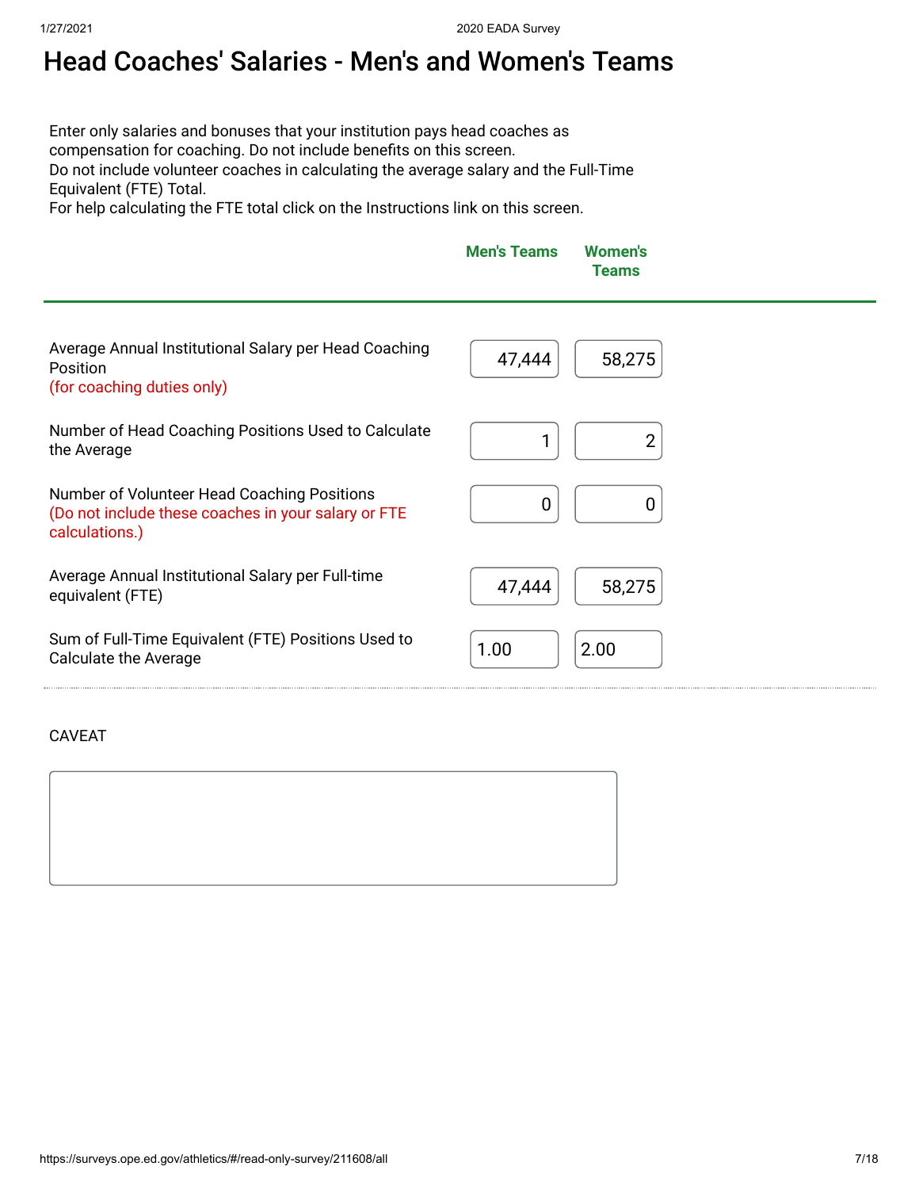# Head Coaches' Salaries - Men's and Women's Teams

Enter only salaries and bonuses that your institution pays head coaches as compensation for coaching. Do not include benefits on this screen.
Do not include volunteer coaches in calculating the average salary and the Full-Time Equivalent (FTE) Total.
For help calculating the FTE total click on the Instructions link on this screen.

| | Men's Teams | Women's Teams |
|---|---|---|
| Average Annual Institutional Salary per Head Coaching Position (for coaching duties only) | 47,444 | 58,275 |
| Number of Head Coaching Positions Used to Calculate the Average | 1 | 2 |
| Number of Volunteer Head Coaching Positions (Do not include these coaches in your salary or FTE calculations.) | 0 | 0 |
| Average Annual Institutional Salary per Full-time equivalent (FTE) | 47,444 | 58,275 |
| Sum of Full-Time Equivalent (FTE) Positions Used to Calculate the Average | 1.00 | 2.00 |

CAVEAT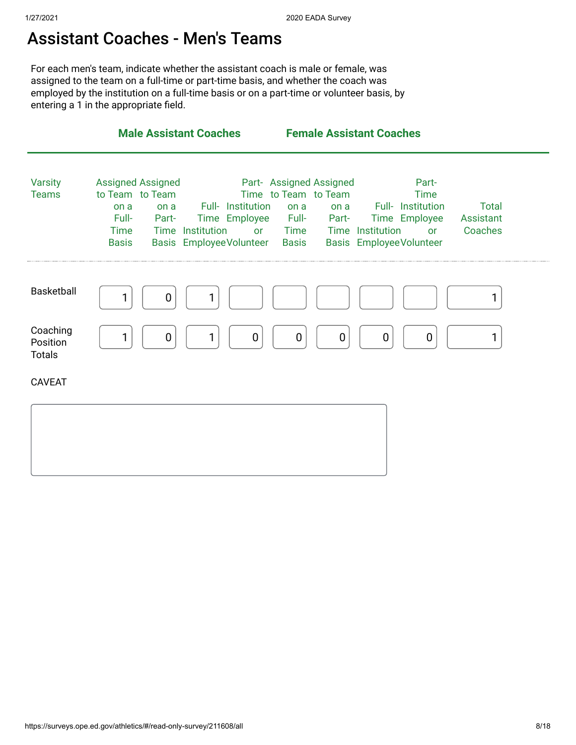# Assistant Coaches - Men's Teams

For each men's team, indicate whether the assistant coach is male or female, was assigned to the team on a full-time or part-time basis, and whether the coach was employed by the institution on a full-time basis or on a part-time or volunteer basis, by entering a 1 in the appropriate field.

| | Male Assistant Coaches | | | | Female Assistant Coaches | | | | |
|---|---|---|---|---|---|---|---|---|---|
| Varsity Teams | Assigned to Team on a Full-Time Basis | Assigned to Team on a Part-Time Basis | Full-Time Institution Employee | Part-Time Institution Employee or Volunteer | Assigned to Team on a Full-Time Basis | Assigned to Team on a Part-Time Basis | Full-Time Institution Employee | Part-Time Institution Employee or Volunteer | Total Assistant Coaches |
| Basketball | 1 | 0 | 1 | | | | | | 1 |
| Coaching Position Totals | 1 | 0 | 1 | 0 | 0 | 0 | 0 | 0 | 1 |

CAVEAT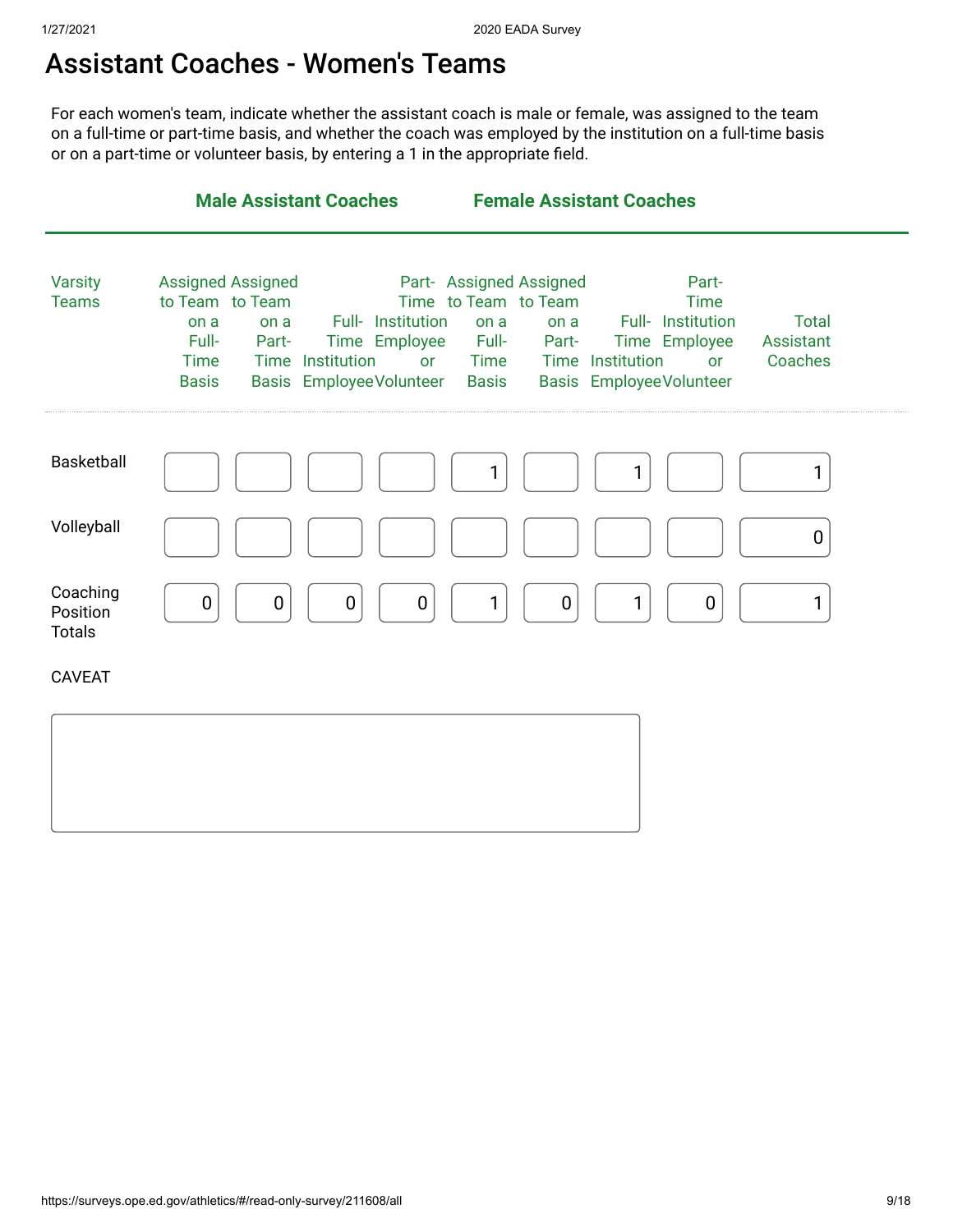# Assistant Coaches - Women's Teams

For each women's team, indicate whether the assistant coach is male or female, was assigned to the team on a full-time or part-time basis, and whether the coach was employed by the institution on a full-time basis or on a part-time or volunteer basis, by entering a 1 in the appropriate field.

| | Male Assistant Coaches | | | | Female Assistant Coaches | | | | |
|---|---|---|---|---|---|---|---|---|---|
| Varsity Teams | Assigned to Team on a Full-Time Basis | Assigned to Team on a Part-Time Basis | Full-Time Institution Employee | Part-Time Institution Employee or Volunteer | Assigned to Team on a Full-Time Basis | Assigned to Team on a Part-Time Basis | Full-Time Institution Employee | Part-Time Institution Employee or Volunteer | Total Assistant Coaches |
| Basketball | | | | | 1 | | 1 | | 1 |
| Volleyball | | | | | | | | | 0 |
| Coaching Position Totals | 0 | 0 | 0 | 0 | 1 | 0 | 1 | 0 | 1 |

CAVEAT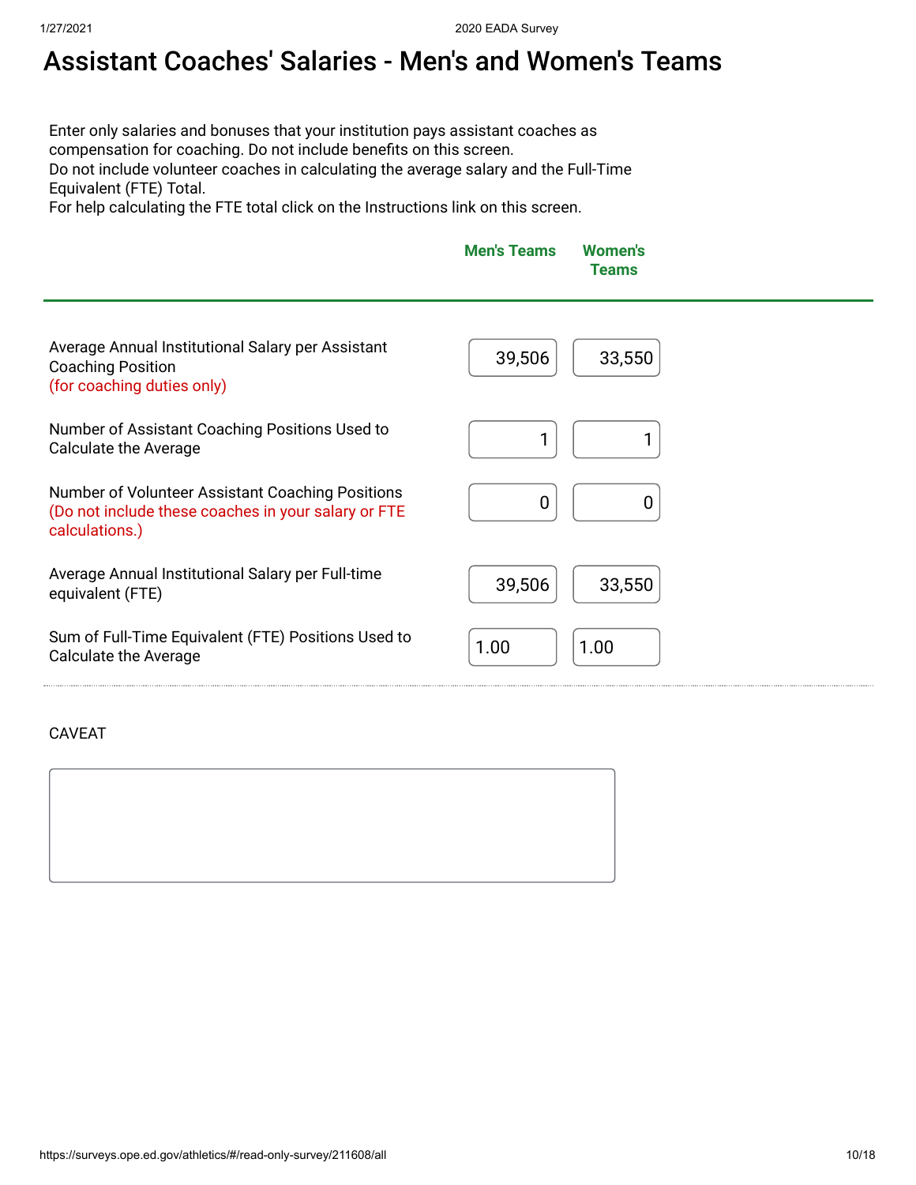# Assistant Coaches' Salaries - Men's and Women's Teams

Enter only salaries and bonuses that your institution pays assistant coaches as compensation for coaching. Do not include benefits on this screen.
Do not include volunteer coaches in calculating the average salary and the Full-Time Equivalent (FTE) Total.
For help calculating the FTE total click on the Instructions link on this screen.

| | Men's Teams | Women's Teams |
|---|---|---|
| Average Annual Institutional Salary per Assistant Coaching Position (for coaching duties only) | 39,506 | 33,550 |
| Number of Assistant Coaching Positions Used to Calculate the Average | 1 | 1 |
| Number of Volunteer Assistant Coaching Positions (Do not include these coaches in your salary or FTE calculations.) | 0 | 0 |
| Average Annual Institutional Salary per Full-time equivalent (FTE) | 39,506 | 33,550 |
| Sum of Full-Time Equivalent (FTE) Positions Used to Calculate the Average | 1.00 | 1.00 |

CAVEAT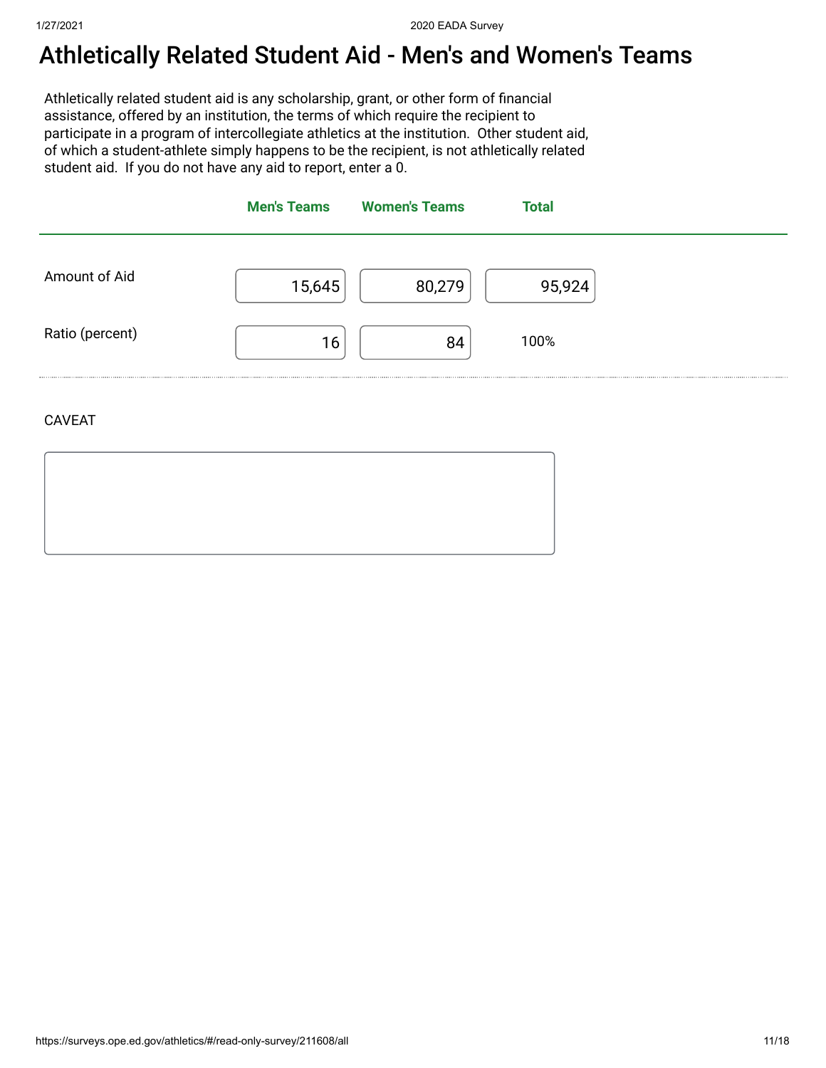# Athletically Related Student Aid - Men's and Women's Teams

Athletically related student aid is any scholarship, grant, or other form of financial assistance, offered by an institution, the terms of which require the recipient to participate in a program of intercollegiate athletics at the institution. Other student aid, of which a student-athlete simply happens to be the recipient, is not athletically related student aid. If you do not have any aid to report, enter a 0.

| | Men's Teams | Women's Teams | Total |
|---|---|---|---|
| Amount of Aid | 15,645 | 80,279 | 95,924 |
| Ratio (percent) | 16 | 84 | 100% |

CAVEAT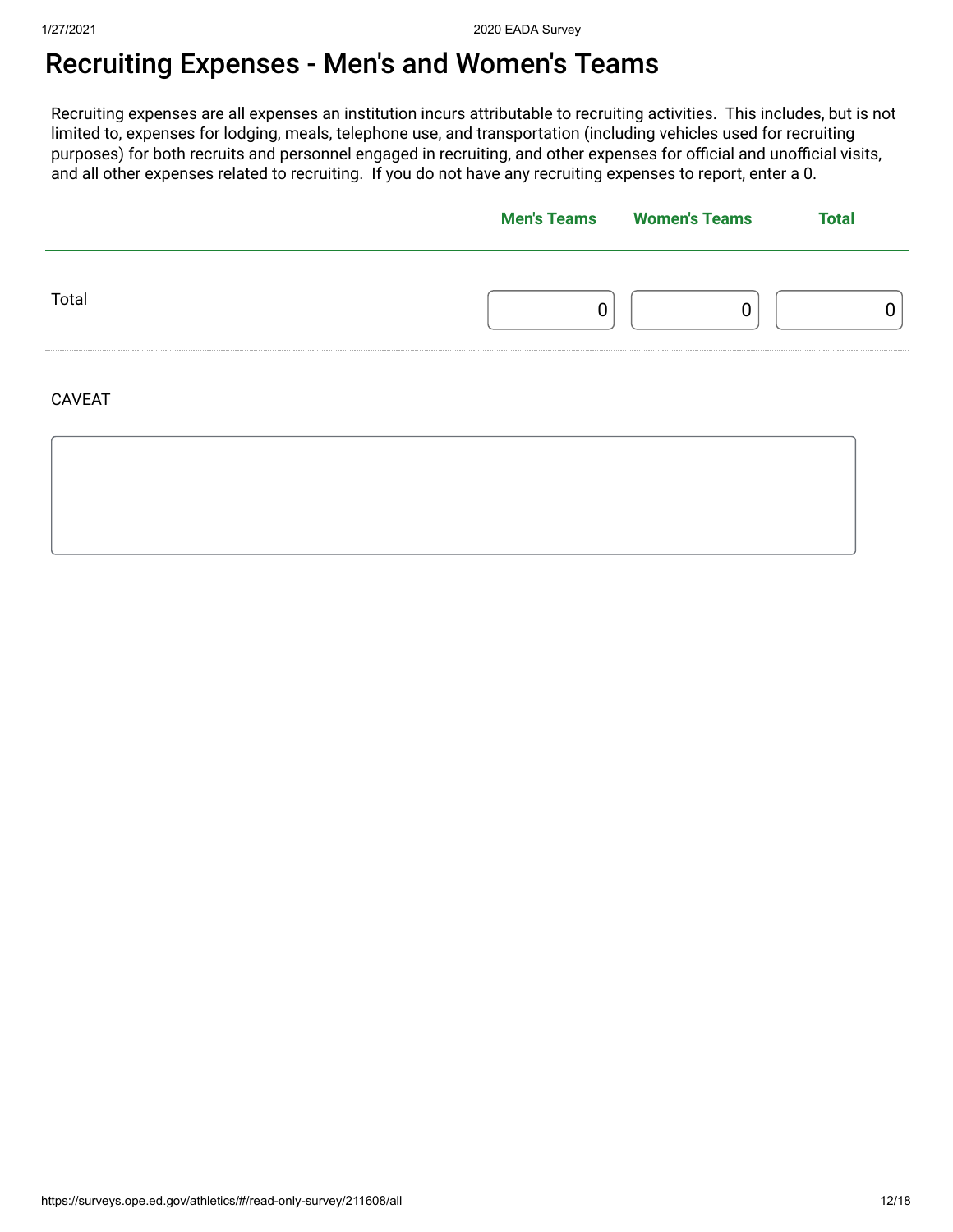# Recruiting Expenses - Men's and Women's Teams

Recruiting expenses are all expenses an institution incurs attributable to recruiting activities. This includes, but is not limited to, expenses for lodging, meals, telephone use, and transportation (including vehicles used for recruiting purposes) for both recruits and personnel engaged in recruiting, and other expenses for official and unofficial visits, and all other expenses related to recruiting. If you do not have any recruiting expenses to report, enter a 0.

| | Men's Teams | Women's Teams | Total |
|---|---|---|---|
| Total | 0 | 0 | 0 |

CAVEAT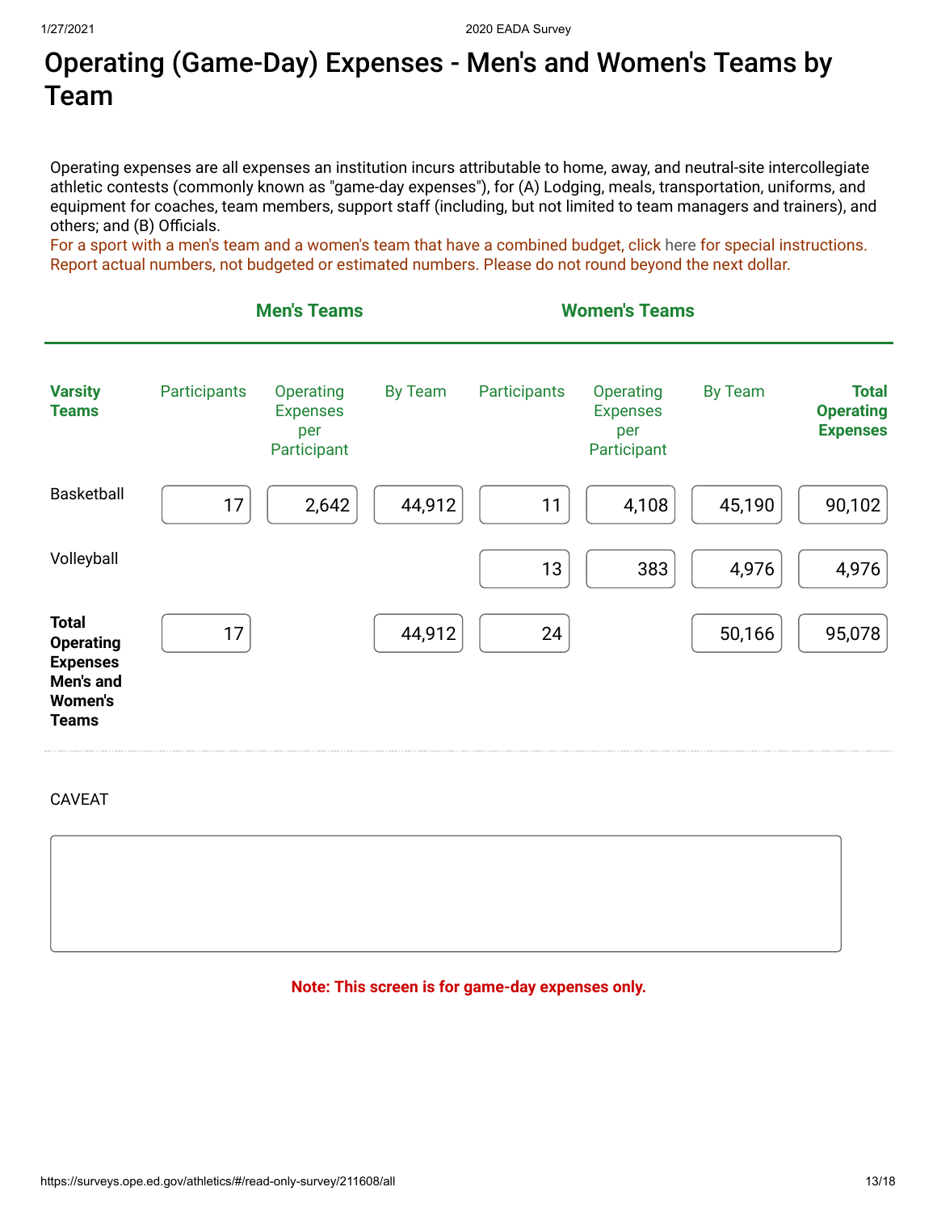# Operating (Game-Day) Expenses - Men's and Women's Teams by Team

Operating expenses are all expenses an institution incurs attributable to home, away, and neutral-site intercollegiate athletic contests (commonly known as "game-day expenses"), for (A) Lodging, meals, transportation, uniforms, and equipment for coaches, team members, support staff (including, but not limited to team managers and trainers), and others; and (B) Officials.

For a sport with a men's team and a women's team that have a combined budget, click here for special instructions. Report actual numbers, not budgeted or estimated numbers. Please do not round beyond the next dollar.

| | Men's Teams | | | Women's Teams | | | |
|---|---|---|---|---|---|---|---|
| **Varsity Teams** | Participants | Operating Expenses per Participant | By Team | Participants | Operating Expenses per Participant | By Team | **Total Operating Expenses** |
| Basketball | 17 | 2,642 | 44,912 | 11 | 4,108 | 45,190 | 90,102 |
| Volleyball | | | | 13 | 383 | 4,976 | 4,976 |
| **Total Operating Expenses Men's and Women's Teams** | 17 | | 44,912 | 24 | | 50,166 | 95,078 |

CAVEAT

**Note: This screen is for game-day expenses only.**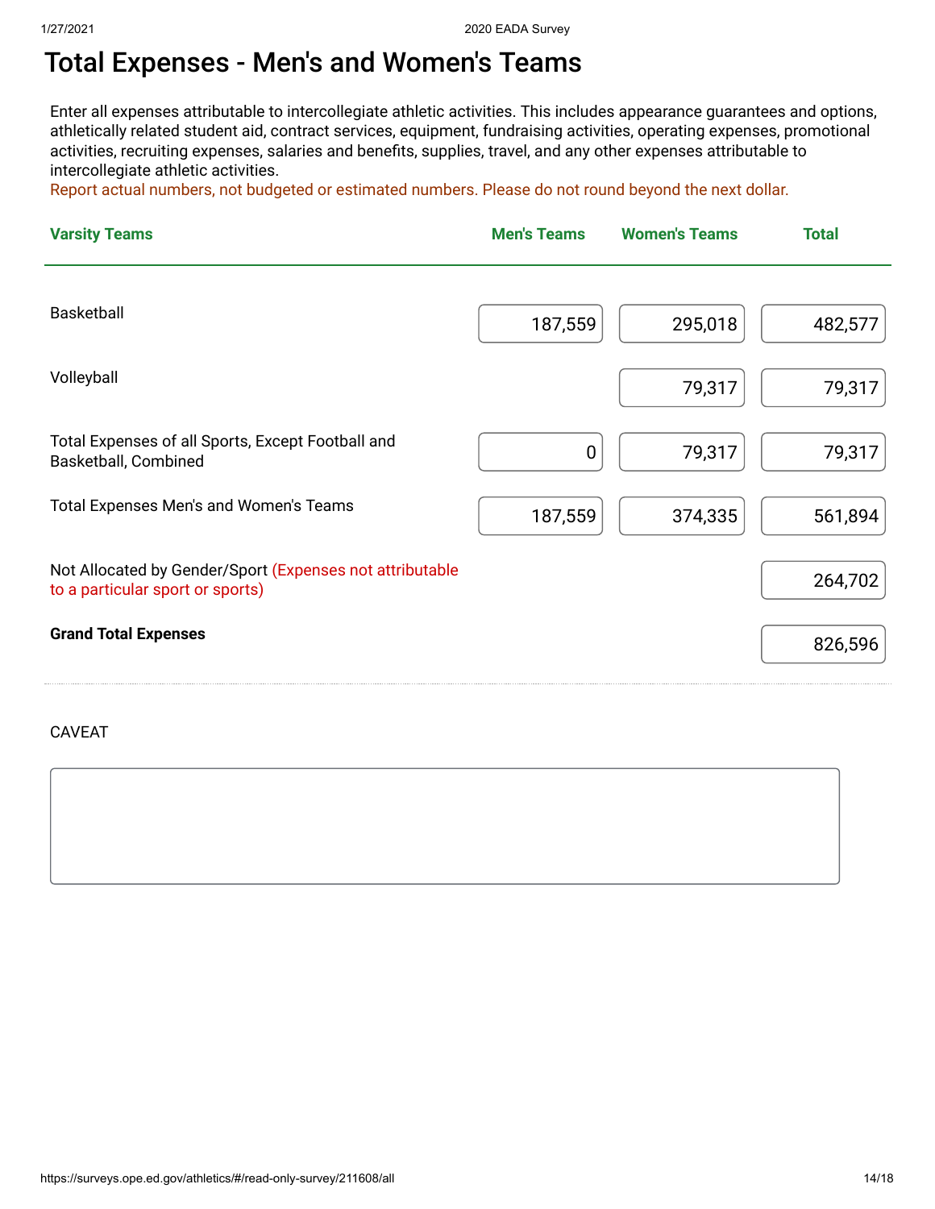# Total Expenses - Men's and Women's Teams

Enter all expenses attributable to intercollegiate athletic activities. This includes appearance guarantees and options, athletically related student aid, contract services, equipment, fundraising activities, operating expenses, promotional activities, recruiting expenses, salaries and benefits, supplies, travel, and any other expenses attributable to intercollegiate athletic activities.

Report actual numbers, not budgeted or estimated numbers. Please do not round beyond the next dollar.

| Varsity Teams | Men's Teams | Women's Teams | Total |
|---|---|---|---|
| Basketball | 187,559 | 295,018 | 482,577 |
| Volleyball | | 79,317 | 79,317 |
| Total Expenses of all Sports, Except Football and Basketball, Combined | 0 | 79,317 | 79,317 |
| Total Expenses Men's and Women's Teams | 187,559 | 374,335 | 561,894 |
| Not Allocated by Gender/Sport (Expenses not attributable to a particular sport or sports) | | | 264,702 |
| **Grand Total Expenses** | | | 826,596 |

CAVEAT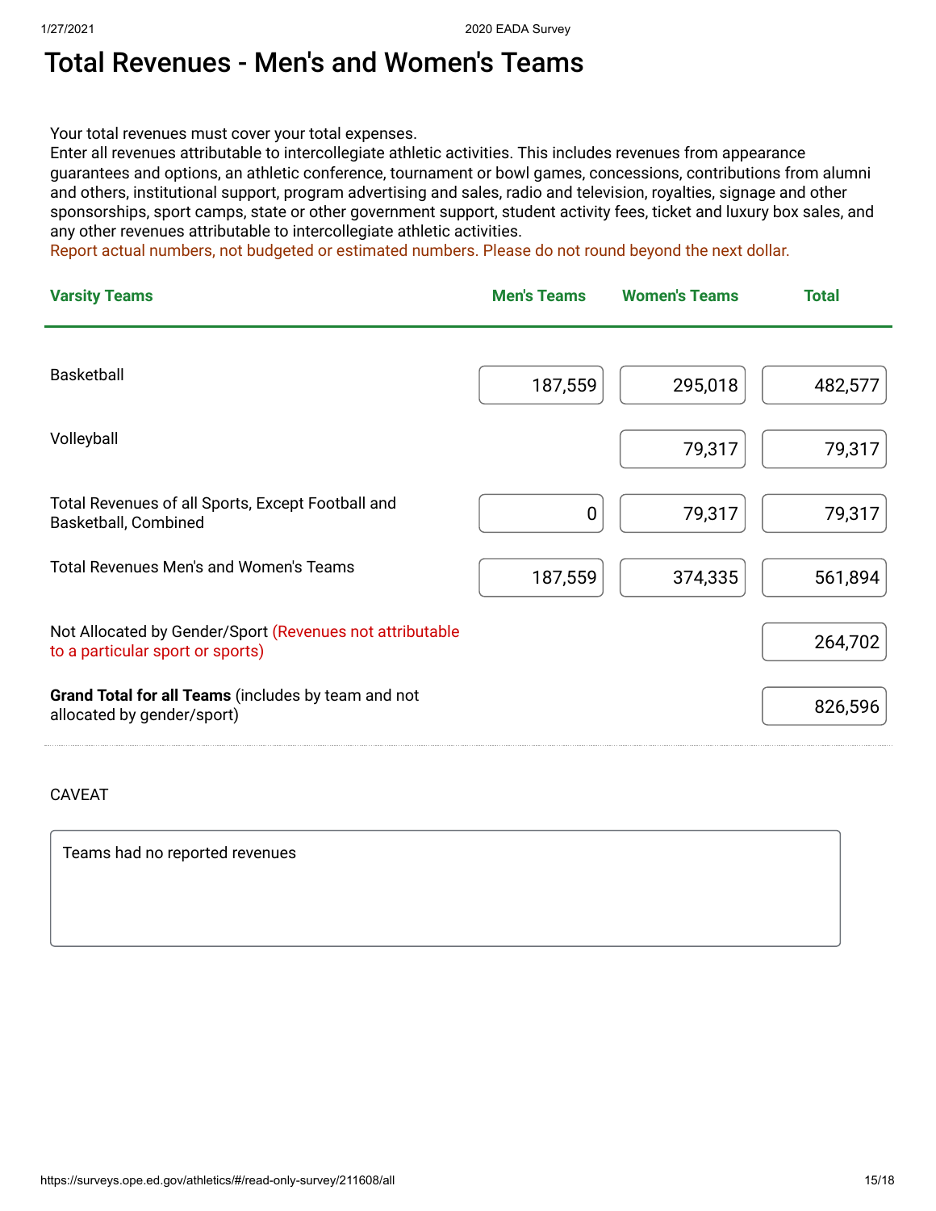# Total Revenues - Men's and Women's Teams

Your total revenues must cover your total expenses.
Enter all revenues attributable to intercollegiate athletic activities. This includes revenues from appearance guarantees and options, an athletic conference, tournament or bowl games, concessions, contributions from alumni and others, institutional support, program advertising and sales, radio and television, royalties, signage and other sponsorships, sport camps, state or other government support, student activity fees, ticket and luxury box sales, and any other revenues attributable to intercollegiate athletic activities.
Report actual numbers, not budgeted or estimated numbers. Please do not round beyond the next dollar.

| Varsity Teams | Men's Teams | Women's Teams | Total |
|---|---|---|---|
| Basketball | 187,559 | 295,018 | 482,577 |
| Volleyball | | 79,317 | 79,317 |
| Total Revenues of all Sports, Except Football and Basketball, Combined | 0 | 79,317 | 79,317 |
| Total Revenues Men's and Women's Teams | 187,559 | 374,335 | 561,894 |
| Not Allocated by Gender/Sport (Revenues not attributable to a particular sport or sports) | | | 264,702 |
| **Grand Total for all Teams** (includes by team and not allocated by gender/sport) | | | 826,596 |

CAVEAT

Teams had no reported revenues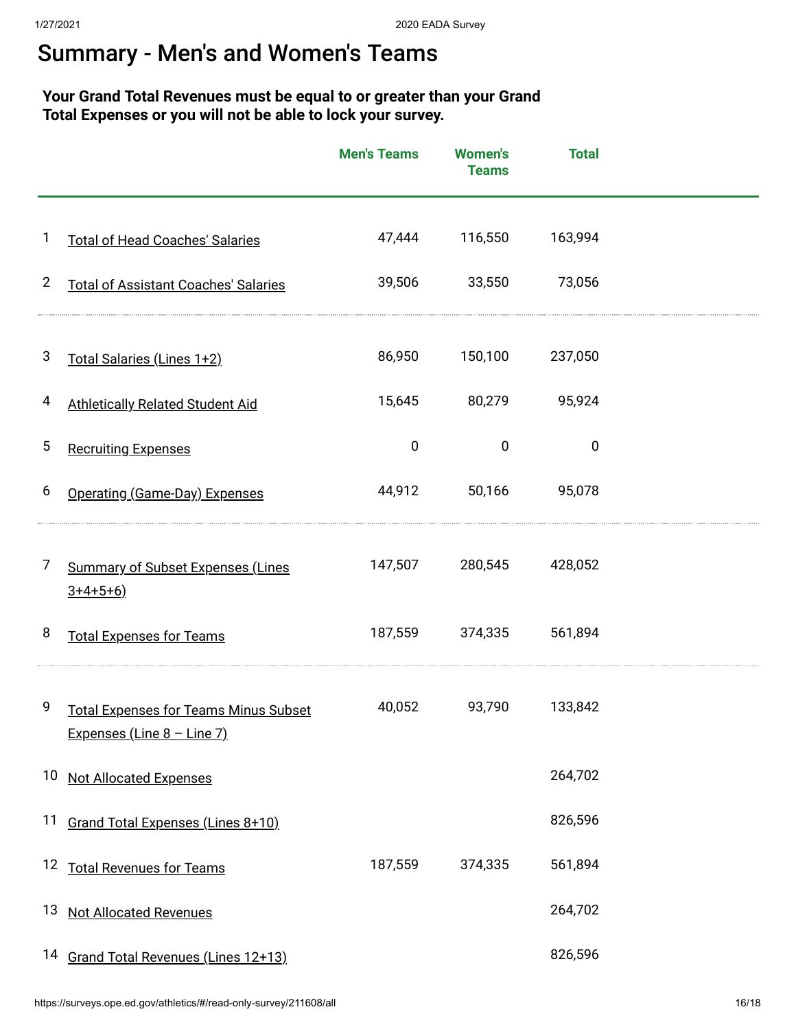# Summary - Men's and Women's Teams

**Your Grand Total Revenues must be equal to or greater than your Grand Total Expenses or you will not be able to lock your survey.**

| | | Men's Teams | Women's Teams | Total |
|---|---|---|---|---|
| 1 | Total of Head Coaches' Salaries | 47,444 | 116,550 | 163,994 |
| 2 | Total of Assistant Coaches' Salaries | 39,506 | 33,550 | 73,056 |
| 3 | Total Salaries (Lines 1+2) | 86,950 | 150,100 | 237,050 |
| 4 | Athletically Related Student Aid | 15,645 | 80,279 | 95,924 |
| 5 | Recruiting Expenses | 0 | 0 | 0 |
| 6 | Operating (Game-Day) Expenses | 44,912 | 50,166 | 95,078 |
| 7 | Summary of Subset Expenses (Lines 3+4+5+6) | 147,507 | 280,545 | 428,052 |
| 8 | Total Expenses for Teams | 187,559 | 374,335 | 561,894 |
| 9 | Total Expenses for Teams Minus Subset Expenses (Line 8 – Line 7) | 40,052 | 93,790 | 133,842 |
| 10 | Not Allocated Expenses | | | 264,702 |
| 11 | Grand Total Expenses (Lines 8+10) | | | 826,596 |
| 12 | Total Revenues for Teams | 187,559 | 374,335 | 561,894 |
| 13 | Not Allocated Revenues | | | 264,702 |
| 14 | Grand Total Revenues (Lines 12+13) | | | 826,596 |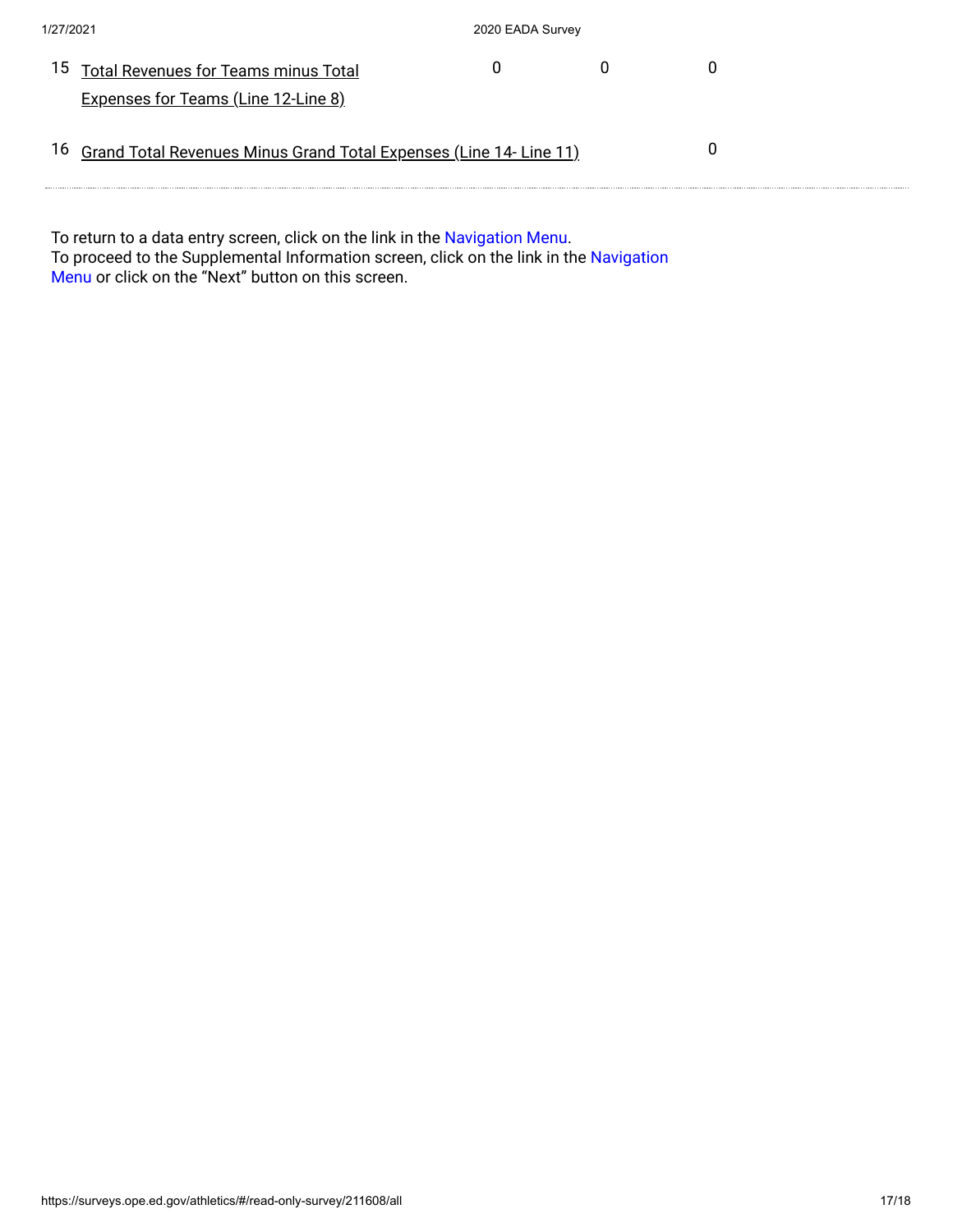| | | | | |
|---|---|---|---|---|
| 15 | Total Revenues for Teams minus Total Expenses for Teams (Line 12-Line 8) | 0 | 0 | 0 |
| 16 | Grand Total Revenues Minus Grand Total Expenses (Line 14- Line 11) | | | 0 |

To return to a data entry screen, click on the link in the Navigation Menu.
To proceed to the Supplemental Information screen, click on the link in the Navigation Menu or click on the "Next" button on this screen.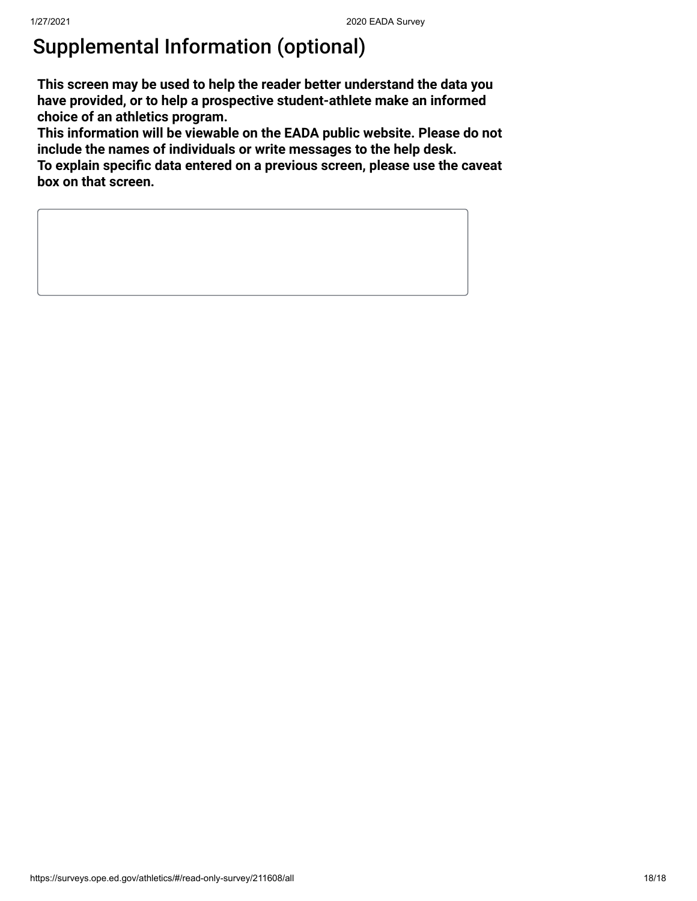# Supplemental Information (optional)

**This screen may be used to help the reader better understand the data you have provided, or to help a prospective student-athlete make an informed choice of an athletics program.**
**This information will be viewable on the EADA public website. Please do not include the names of individuals or write messages to the help desk.**
**To explain specific data entered on a previous screen, please use the caveat box on that screen.**